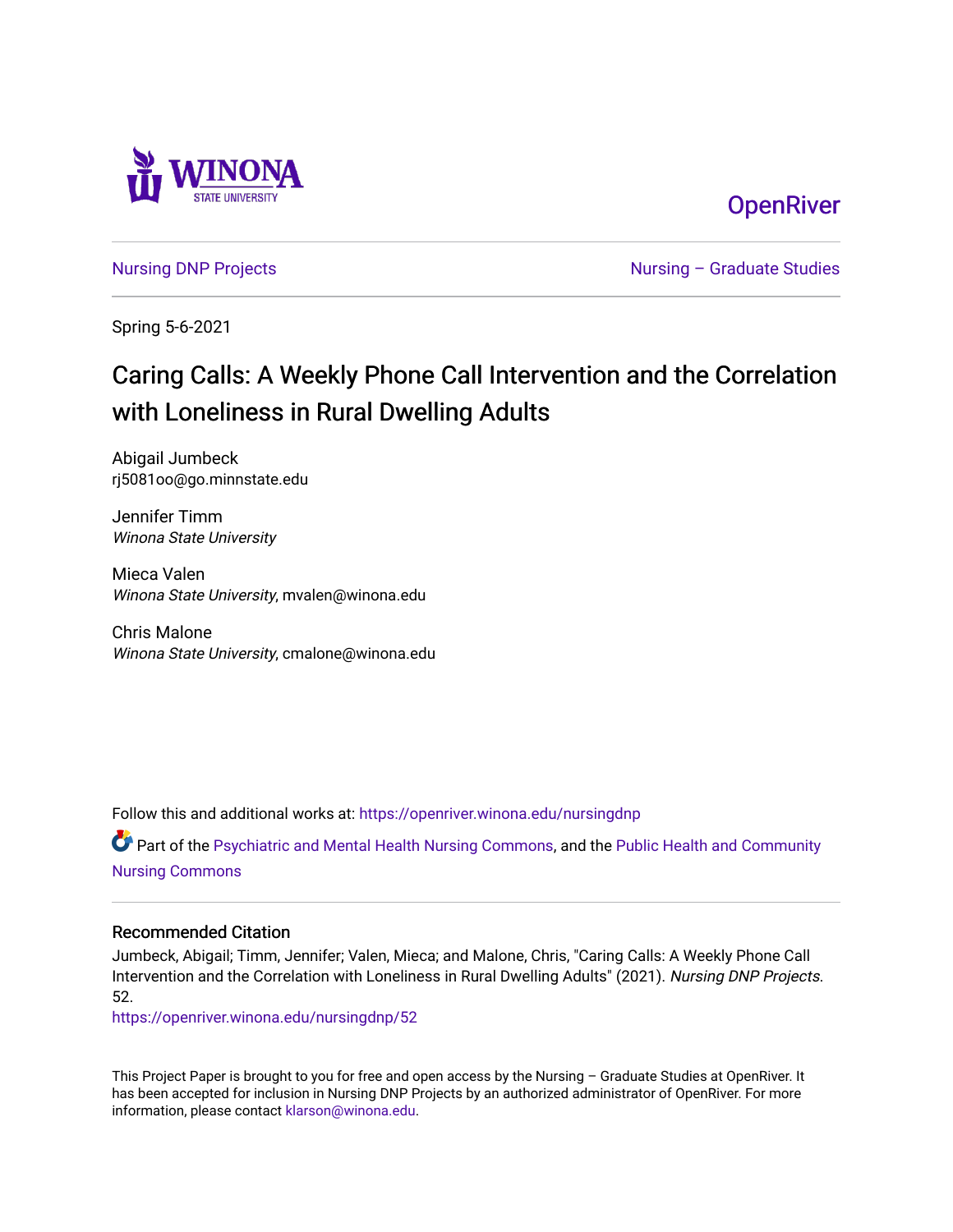Winona State University

OpenRiver

Nursing DNP Projects | Nursing – Graduate Studies

Spring 5-6-2021

# Caring Calls: A Weekly Phone Call Intervention and the Correlation with Loneliness in Rural Dwelling Adults

Abigail Jumbeck
rj5081oo@go.minnstate.edu

Jennifer Timm
*Winona State University*

Mieca Valen
*Winona State University*, mvalen@winona.edu

Chris Malone
*Winona State University*, cmalone@winona.edu

Follow this and additional works at: https://openriver.winona.edu/nursingdnp

Part of the Psychiatric and Mental Health Nursing Commons, and the Public Health and Community Nursing Commons

## Recommended Citation

Jumbeck, Abigail; Timm, Jennifer; Valen, Mieca; and Malone, Chris, "Caring Calls: A Weekly Phone Call Intervention and the Correlation with Loneliness in Rural Dwelling Adults" (2021). *Nursing DNP Projects*. 52.
https://openriver.winona.edu/nursingdnp/52

This Project Paper is brought to you for free and open access by the Nursing – Graduate Studies at OpenRiver. It has been accepted for inclusion in Nursing DNP Projects by an authorized administrator of OpenRiver. For more information, please contact klarson@winona.edu.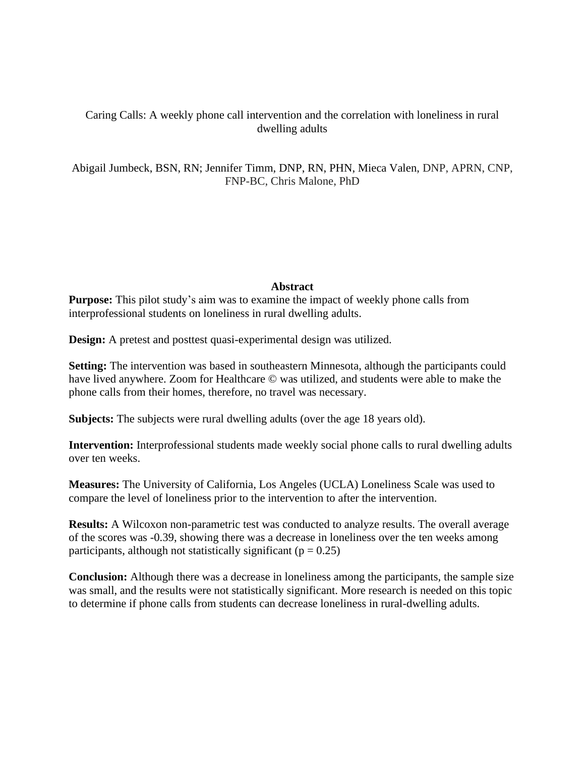Caring Calls: A weekly phone call intervention and the correlation with loneliness in rural dwelling adults

Abigail Jumbeck, BSN, RN; Jennifer Timm, DNP, RN, PHN, Mieca Valen, DNP, APRN, CNP, FNP-BC, Chris Malone, PhD

## Abstract

**Purpose:** This pilot study's aim was to examine the impact of weekly phone calls from interprofessional students on loneliness in rural dwelling adults.

**Design:** A pretest and posttest quasi-experimental design was utilized.

**Setting:** The intervention was based in southeastern Minnesota, although the participants could have lived anywhere. Zoom for Healthcare © was utilized, and students were able to make the phone calls from their homes, therefore, no travel was necessary.

**Subjects:** The subjects were rural dwelling adults (over the age 18 years old).

**Intervention:** Interprofessional students made weekly social phone calls to rural dwelling adults over ten weeks.

**Measures:** The University of California, Los Angeles (UCLA) Loneliness Scale was used to compare the level of loneliness prior to the intervention to after the intervention.

**Results:** A Wilcoxon non-parametric test was conducted to analyze results. The overall average of the scores was -0.39, showing there was a decrease in loneliness over the ten weeks among participants, although not statistically significant ($p = 0.25$)

**Conclusion:** Although there was a decrease in loneliness among the participants, the sample size was small, and the results were not statistically significant. More research is needed on this topic to determine if phone calls from students can decrease loneliness in rural-dwelling adults.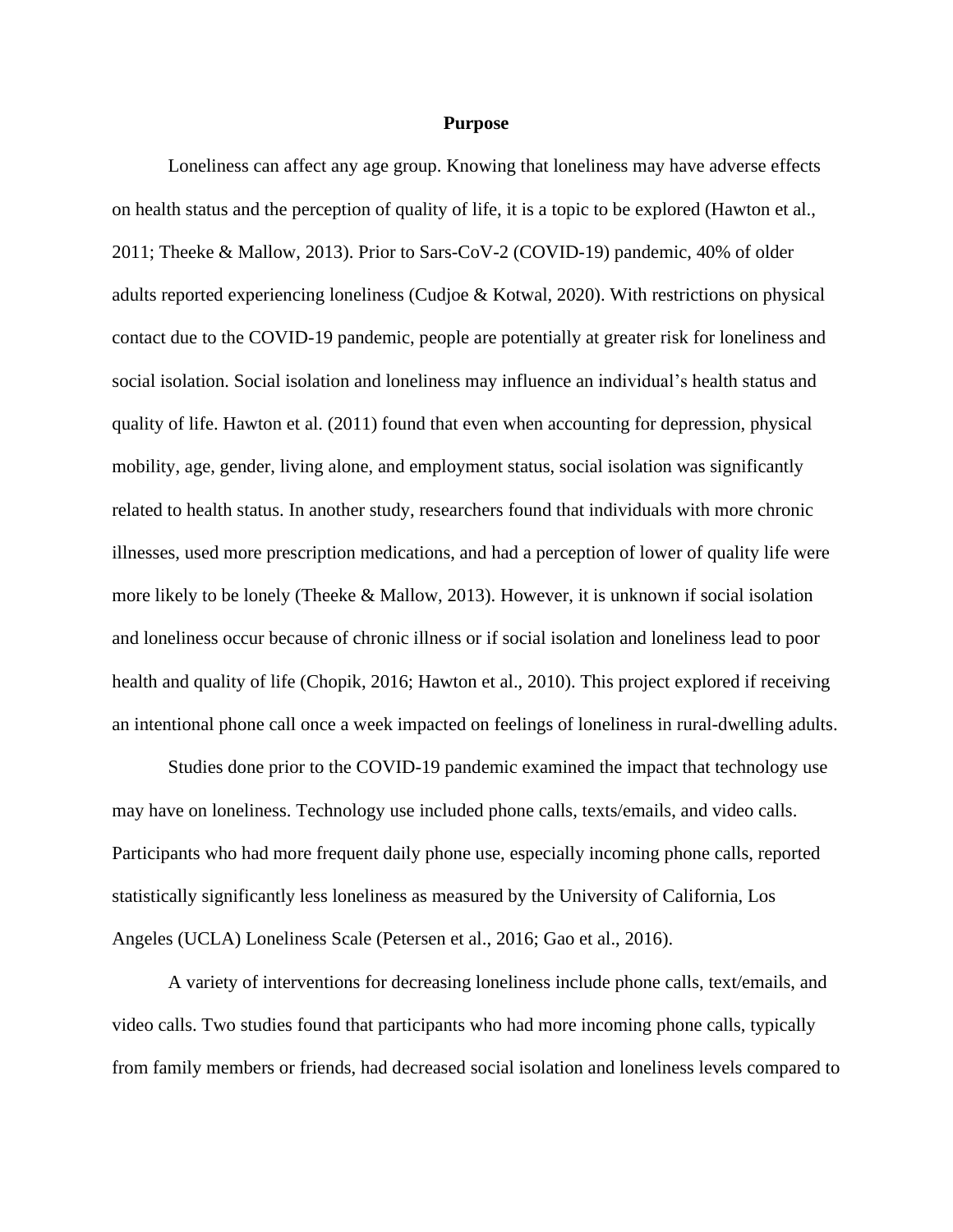## Purpose

Loneliness can affect any age group. Knowing that loneliness may have adverse effects on health status and the perception of quality of life, it is a topic to be explored (Hawton et al., 2011; Theeke & Mallow, 2013). Prior to Sars-CoV-2 (COVID-19) pandemic, 40% of older adults reported experiencing loneliness (Cudjoe & Kotwal, 2020). With restrictions on physical contact due to the COVID-19 pandemic, people are potentially at greater risk for loneliness and social isolation. Social isolation and loneliness may influence an individual's health status and quality of life. Hawton et al. (2011) found that even when accounting for depression, physical mobility, age, gender, living alone, and employment status, social isolation was significantly related to health status. In another study, researchers found that individuals with more chronic illnesses, used more prescription medications, and had a perception of lower of quality life were more likely to be lonely (Theeke & Mallow, 2013). However, it is unknown if social isolation and loneliness occur because of chronic illness or if social isolation and loneliness lead to poor health and quality of life (Chopik, 2016; Hawton et al., 2010). This project explored if receiving an intentional phone call once a week impacted on feelings of loneliness in rural-dwelling adults.

Studies done prior to the COVID-19 pandemic examined the impact that technology use may have on loneliness. Technology use included phone calls, texts/emails, and video calls. Participants who had more frequent daily phone use, especially incoming phone calls, reported statistically significantly less loneliness as measured by the University of California, Los Angeles (UCLA) Loneliness Scale (Petersen et al., 2016; Gao et al., 2016).

A variety of interventions for decreasing loneliness include phone calls, text/emails, and video calls. Two studies found that participants who had more incoming phone calls, typically from family members or friends, had decreased social isolation and loneliness levels compared to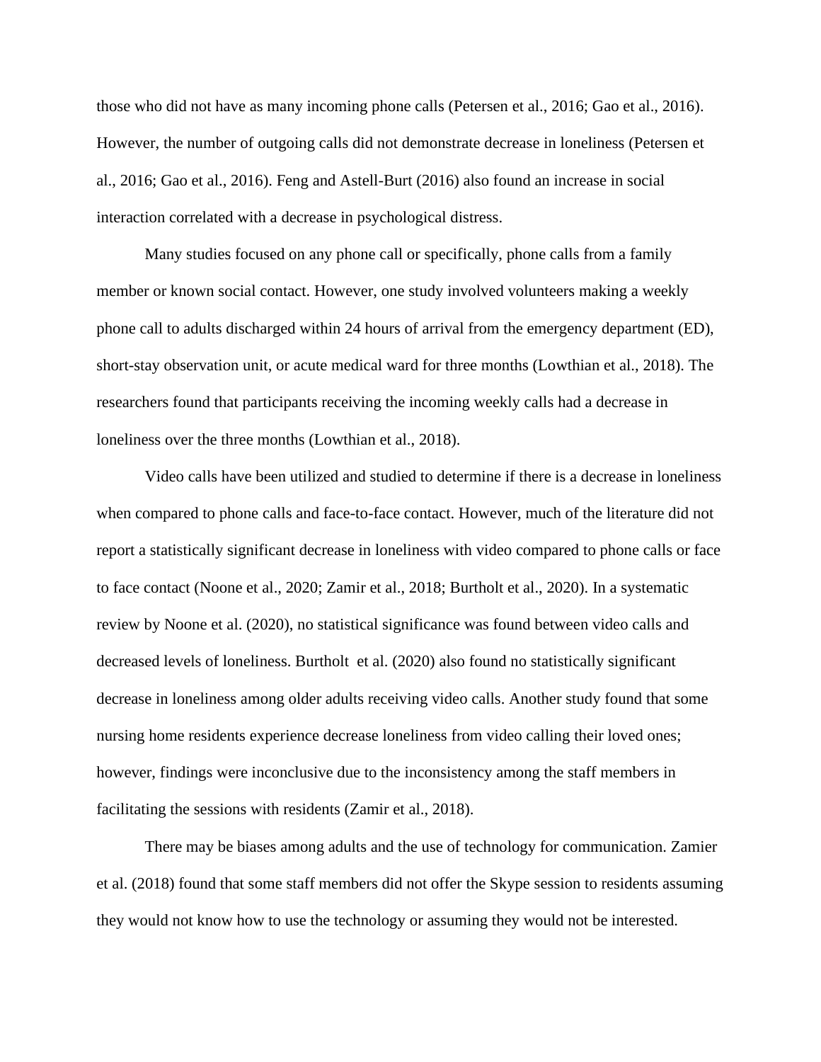those who did not have as many incoming phone calls (Petersen et al., 2016; Gao et al., 2016). However, the number of outgoing calls did not demonstrate decrease in loneliness (Petersen et al., 2016; Gao et al., 2016). Feng and Astell-Burt (2016) also found an increase in social interaction correlated with a decrease in psychological distress.

Many studies focused on any phone call or specifically, phone calls from a family member or known social contact. However, one study involved volunteers making a weekly phone call to adults discharged within 24 hours of arrival from the emergency department (ED), short-stay observation unit, or acute medical ward for three months (Lowthian et al., 2018). The researchers found that participants receiving the incoming weekly calls had a decrease in loneliness over the three months (Lowthian et al., 2018).

Video calls have been utilized and studied to determine if there is a decrease in loneliness when compared to phone calls and face-to-face contact. However, much of the literature did not report a statistically significant decrease in loneliness with video compared to phone calls or face to face contact (Noone et al., 2020; Zamir et al., 2018; Burtholt et al., 2020). In a systematic review by Noone et al. (2020), no statistical significance was found between video calls and decreased levels of loneliness. Burtholt et al. (2020) also found no statistically significant decrease in loneliness among older adults receiving video calls. Another study found that some nursing home residents experience decrease loneliness from video calling their loved ones; however, findings were inconclusive due to the inconsistency among the staff members in facilitating the sessions with residents (Zamir et al., 2018).

There may be biases among adults and the use of technology for communication. Zamier et al. (2018) found that some staff members did not offer the Skype session to residents assuming they would not know how to use the technology or assuming they would not be interested.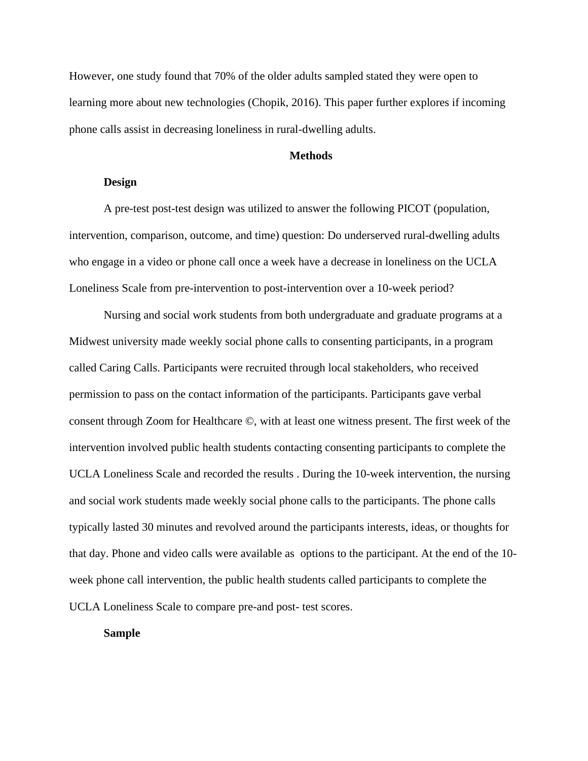However, one study found that 70% of the older adults sampled stated they were open to learning more about new technologies (Chopik, 2016). This paper further explores if incoming phone calls assist in decreasing loneliness in rural-dwelling adults.

## Methods

### Design

A pre-test post-test design was utilized to answer the following PICOT (population, intervention, comparison, outcome, and time) question: Do underserved rural-dwelling adults who engage in a video or phone call once a week have a decrease in loneliness on the UCLA Loneliness Scale from pre-intervention to post-intervention over a 10-week period?

Nursing and social work students from both undergraduate and graduate programs at a Midwest university made weekly social phone calls to consenting participants, in a program called Caring Calls. Participants were recruited through local stakeholders, who received permission to pass on the contact information of the participants. Participants gave verbal consent through Zoom for Healthcare ©, with at least one witness present. The first week of the intervention involved public health students contacting consenting participants to complete the UCLA Loneliness Scale and recorded the results . During the 10-week intervention, the nursing and social work students made weekly social phone calls to the participants. The phone calls typically lasted 30 minutes and revolved around the participants interests, ideas, or thoughts for that day. Phone and video calls were available as options to the participant. At the end of the 10-week phone call intervention, the public health students called participants to complete the UCLA Loneliness Scale to compare pre-and post- test scores.

### Sample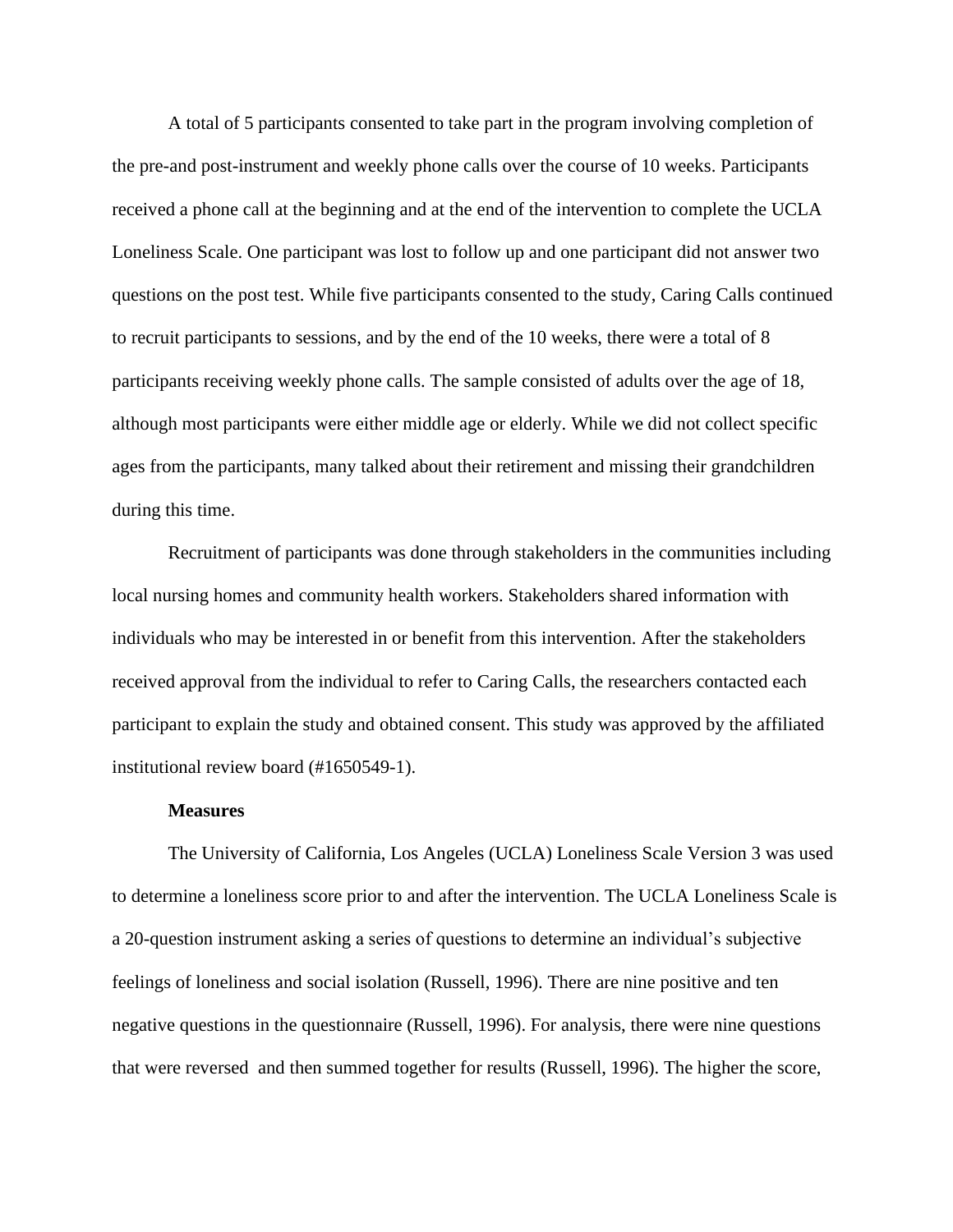A total of 5 participants consented to take part in the program involving completion of the pre-and post-instrument and weekly phone calls over the course of 10 weeks. Participants received a phone call at the beginning and at the end of the intervention to complete the UCLA Loneliness Scale. One participant was lost to follow up and one participant did not answer two questions on the post test. While five participants consented to the study, Caring Calls continued to recruit participants to sessions, and by the end of the 10 weeks, there were a total of 8 participants receiving weekly phone calls. The sample consisted of adults over the age of 18, although most participants were either middle age or elderly. While we did not collect specific ages from the participants, many talked about their retirement and missing their grandchildren during this time.

Recruitment of participants was done through stakeholders in the communities including local nursing homes and community health workers. Stakeholders shared information with individuals who may be interested in or benefit from this intervention. After the stakeholders received approval from the individual to refer to Caring Calls, the researchers contacted each participant to explain the study and obtained consent. This study was approved by the affiliated institutional review board (#1650549-1).

**Measures**

The University of California, Los Angeles (UCLA) Loneliness Scale Version 3 was used to determine a loneliness score prior to and after the intervention. The UCLA Loneliness Scale is a 20-question instrument asking a series of questions to determine an individual's subjective feelings of loneliness and social isolation (Russell, 1996). There are nine positive and ten negative questions in the questionnaire (Russell, 1996). For analysis, there were nine questions that were reversed and then summed together for results (Russell, 1996). The higher the score,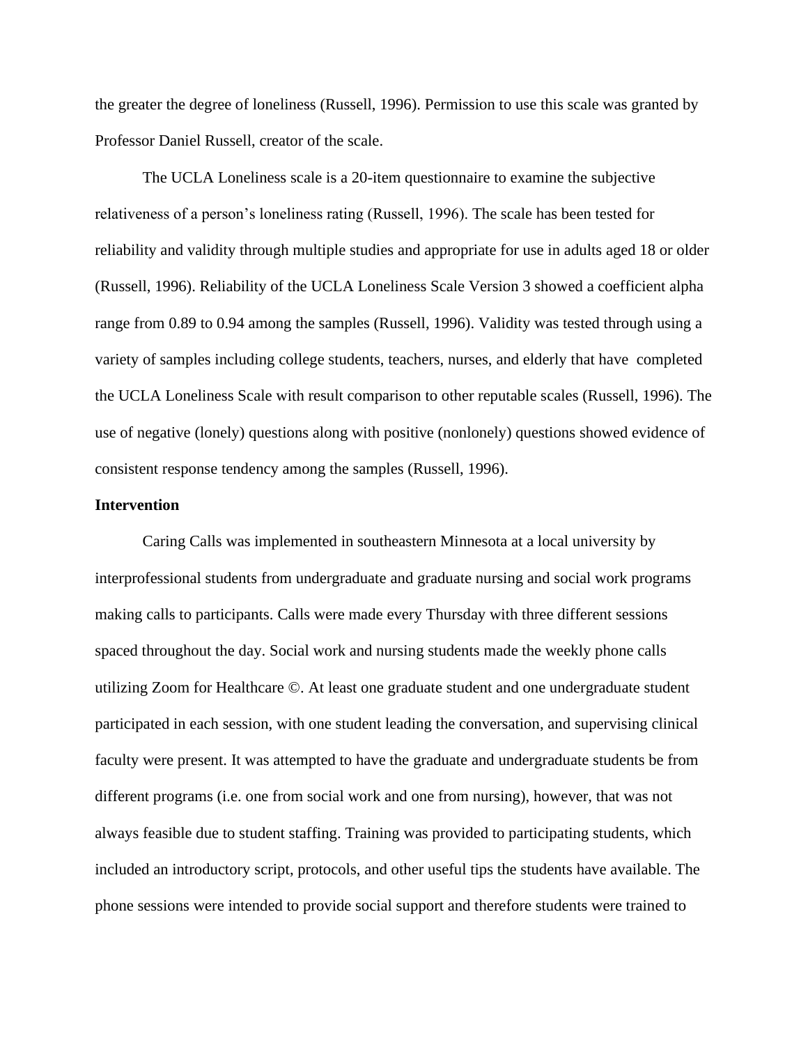the greater the degree of loneliness (Russell, 1996). Permission to use this scale was granted by Professor Daniel Russell, creator of the scale.

The UCLA Loneliness scale is a 20-item questionnaire to examine the subjective relativeness of a person's loneliness rating (Russell, 1996). The scale has been tested for reliability and validity through multiple studies and appropriate for use in adults aged 18 or older (Russell, 1996). Reliability of the UCLA Loneliness Scale Version 3 showed a coefficient alpha range from 0.89 to 0.94 among the samples (Russell, 1996). Validity was tested through using a variety of samples including college students, teachers, nurses, and elderly that have completed the UCLA Loneliness Scale with result comparison to other reputable scales (Russell, 1996). The use of negative (lonely) questions along with positive (nonlonely) questions showed evidence of consistent response tendency among the samples (Russell, 1996).

**Intervention**

Caring Calls was implemented in southeastern Minnesota at a local university by interprofessional students from undergraduate and graduate nursing and social work programs making calls to participants. Calls were made every Thursday with three different sessions spaced throughout the day. Social work and nursing students made the weekly phone calls utilizing Zoom for Healthcare ©. At least one graduate student and one undergraduate student participated in each session, with one student leading the conversation, and supervising clinical faculty were present. It was attempted to have the graduate and undergraduate students be from different programs (i.e. one from social work and one from nursing), however, that was not always feasible due to student staffing. Training was provided to participating students, which included an introductory script, protocols, and other useful tips the students have available. The phone sessions were intended to provide social support and therefore students were trained to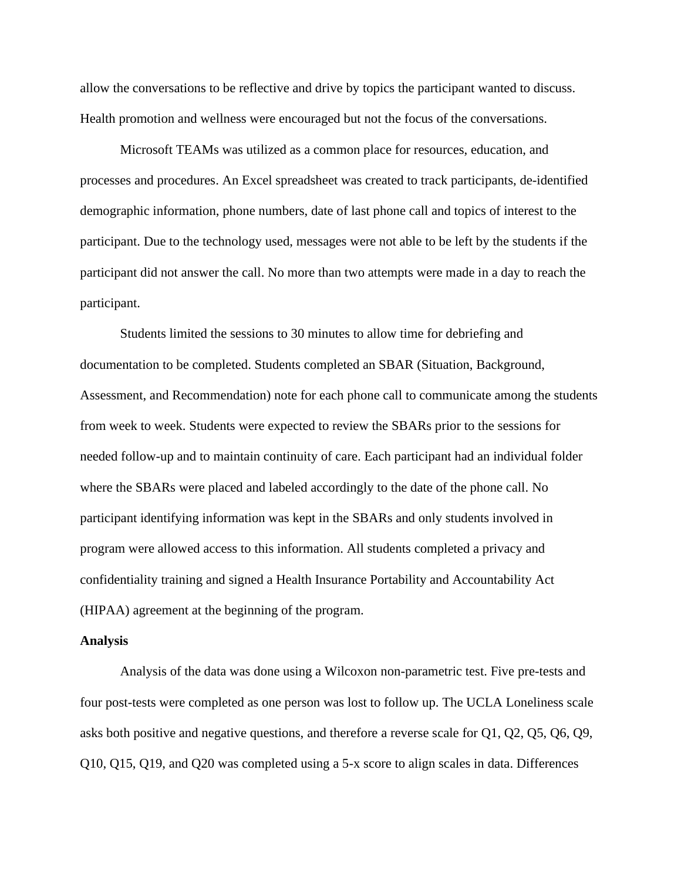allow the conversations to be reflective and drive by topics the participant wanted to discuss. Health promotion and wellness were encouraged but not the focus of the conversations.

Microsoft TEAMs was utilized as a common place for resources, education, and processes and procedures. An Excel spreadsheet was created to track participants, de-identified demographic information, phone numbers, date of last phone call and topics of interest to the participant. Due to the technology used, messages were not able to be left by the students if the participant did not answer the call. No more than two attempts were made in a day to reach the participant.

Students limited the sessions to 30 minutes to allow time for debriefing and documentation to be completed. Students completed an SBAR (Situation, Background, Assessment, and Recommendation) note for each phone call to communicate among the students from week to week. Students were expected to review the SBARs prior to the sessions for needed follow-up and to maintain continuity of care. Each participant had an individual folder where the SBARs were placed and labeled accordingly to the date of the phone call. No participant identifying information was kept in the SBARs and only students involved in program were allowed access to this information. All students completed a privacy and confidentiality training and signed a Health Insurance Portability and Accountability Act (HIPAA) agreement at the beginning of the program.

**Analysis**

Analysis of the data was done using a Wilcoxon non-parametric test. Five pre-tests and four post-tests were completed as one person was lost to follow up. The UCLA Loneliness scale asks both positive and negative questions, and therefore a reverse scale for Q1, Q2, Q5, Q6, Q9, Q10, Q15, Q19, and Q20 was completed using a 5-x score to align scales in data. Differences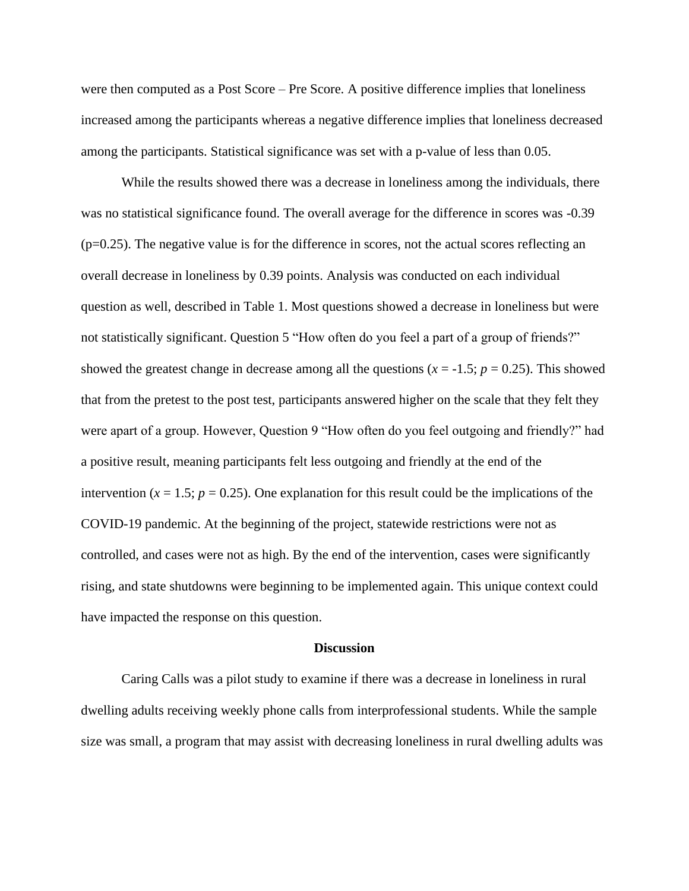were then computed as a Post Score – Pre Score. A positive difference implies that loneliness increased among the participants whereas a negative difference implies that loneliness decreased among the participants. Statistical significance was set with a p-value of less than 0.05.

While the results showed there was a decrease in loneliness among the individuals, there was no statistical significance found. The overall average for the difference in scores was -0.39 ($p=0.25$). The negative value is for the difference in scores, not the actual scores reflecting an overall decrease in loneliness by 0.39 points. Analysis was conducted on each individual question as well, described in Table 1. Most questions showed a decrease in loneliness but were not statistically significant. Question 5 "How often do you feel a part of a group of friends?" showed the greatest change in decrease among all the questions ($x = -1.5$; $p = 0.25$). This showed that from the pretest to the post test, participants answered higher on the scale that they felt they were apart of a group. However, Question 9 "How often do you feel outgoing and friendly?" had a positive result, meaning participants felt less outgoing and friendly at the end of the intervention ($x = 1.5$; $p = 0.25$). One explanation for this result could be the implications of the COVID-19 pandemic. At the beginning of the project, statewide restrictions were not as controlled, and cases were not as high. By the end of the intervention, cases were significantly rising, and state shutdowns were beginning to be implemented again. This unique context could have impacted the response on this question.

## Discussion

Caring Calls was a pilot study to examine if there was a decrease in loneliness in rural dwelling adults receiving weekly phone calls from interprofessional students. While the sample size was small, a program that may assist with decreasing loneliness in rural dwelling adults was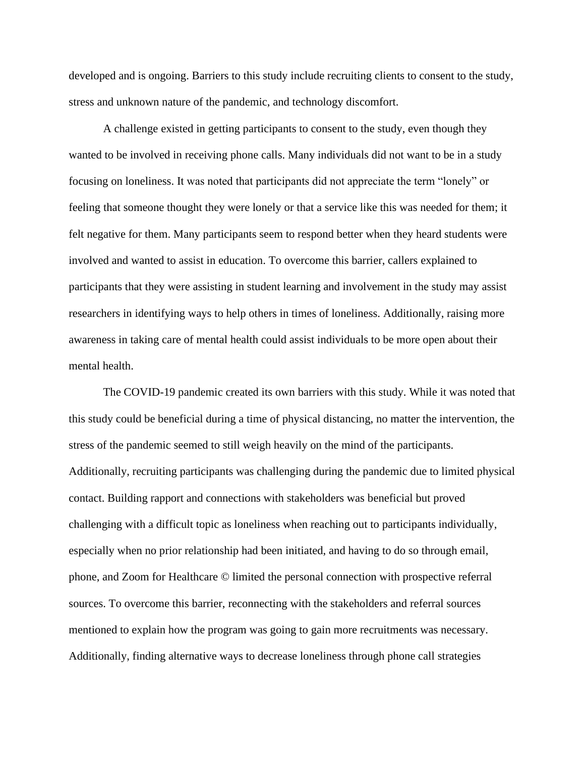developed and is ongoing. Barriers to this study include recruiting clients to consent to the study, stress and unknown nature of the pandemic, and technology discomfort.

A challenge existed in getting participants to consent to the study, even though they wanted to be involved in receiving phone calls. Many individuals did not want to be in a study focusing on loneliness. It was noted that participants did not appreciate the term "lonely" or feeling that someone thought they were lonely or that a service like this was needed for them; it felt negative for them. Many participants seem to respond better when they heard students were involved and wanted to assist in education. To overcome this barrier, callers explained to participants that they were assisting in student learning and involvement in the study may assist researchers in identifying ways to help others in times of loneliness. Additionally, raising more awareness in taking care of mental health could assist individuals to be more open about their mental health.

The COVID-19 pandemic created its own barriers with this study. While it was noted that this study could be beneficial during a time of physical distancing, no matter the intervention, the stress of the pandemic seemed to still weigh heavily on the mind of the participants. Additionally, recruiting participants was challenging during the pandemic due to limited physical contact. Building rapport and connections with stakeholders was beneficial but proved challenging with a difficult topic as loneliness when reaching out to participants individually, especially when no prior relationship had been initiated, and having to do so through email, phone, and Zoom for Healthcare © limited the personal connection with prospective referral sources. To overcome this barrier, reconnecting with the stakeholders and referral sources mentioned to explain how the program was going to gain more recruitments was necessary. Additionally, finding alternative ways to decrease loneliness through phone call strategies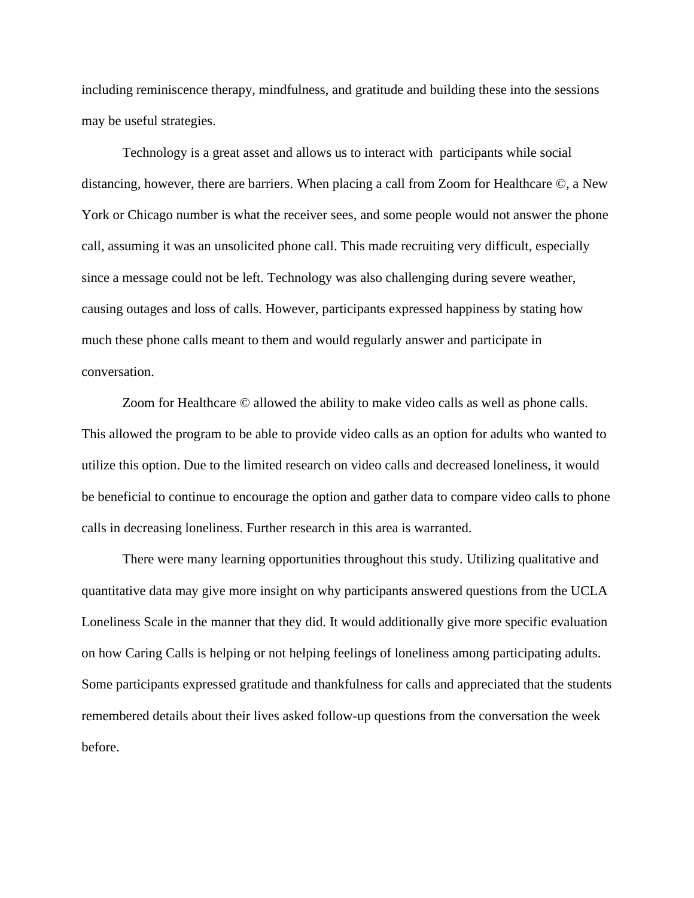including reminiscence therapy, mindfulness, and gratitude and building these into the sessions may be useful strategies.

Technology is a great asset and allows us to interact with participants while social distancing, however, there are barriers. When placing a call from Zoom for Healthcare ©, a New York or Chicago number is what the receiver sees, and some people would not answer the phone call, assuming it was an unsolicited phone call. This made recruiting very difficult, especially since a message could not be left. Technology was also challenging during severe weather, causing outages and loss of calls. However, participants expressed happiness by stating how much these phone calls meant to them and would regularly answer and participate in conversation.

Zoom for Healthcare © allowed the ability to make video calls as well as phone calls. This allowed the program to be able to provide video calls as an option for adults who wanted to utilize this option. Due to the limited research on video calls and decreased loneliness, it would be beneficial to continue to encourage the option and gather data to compare video calls to phone calls in decreasing loneliness. Further research in this area is warranted.

There were many learning opportunities throughout this study. Utilizing qualitative and quantitative data may give more insight on why participants answered questions from the UCLA Loneliness Scale in the manner that they did. It would additionally give more specific evaluation on how Caring Calls is helping or not helping feelings of loneliness among participating adults. Some participants expressed gratitude and thankfulness for calls and appreciated that the students remembered details about their lives asked follow-up questions from the conversation the week before.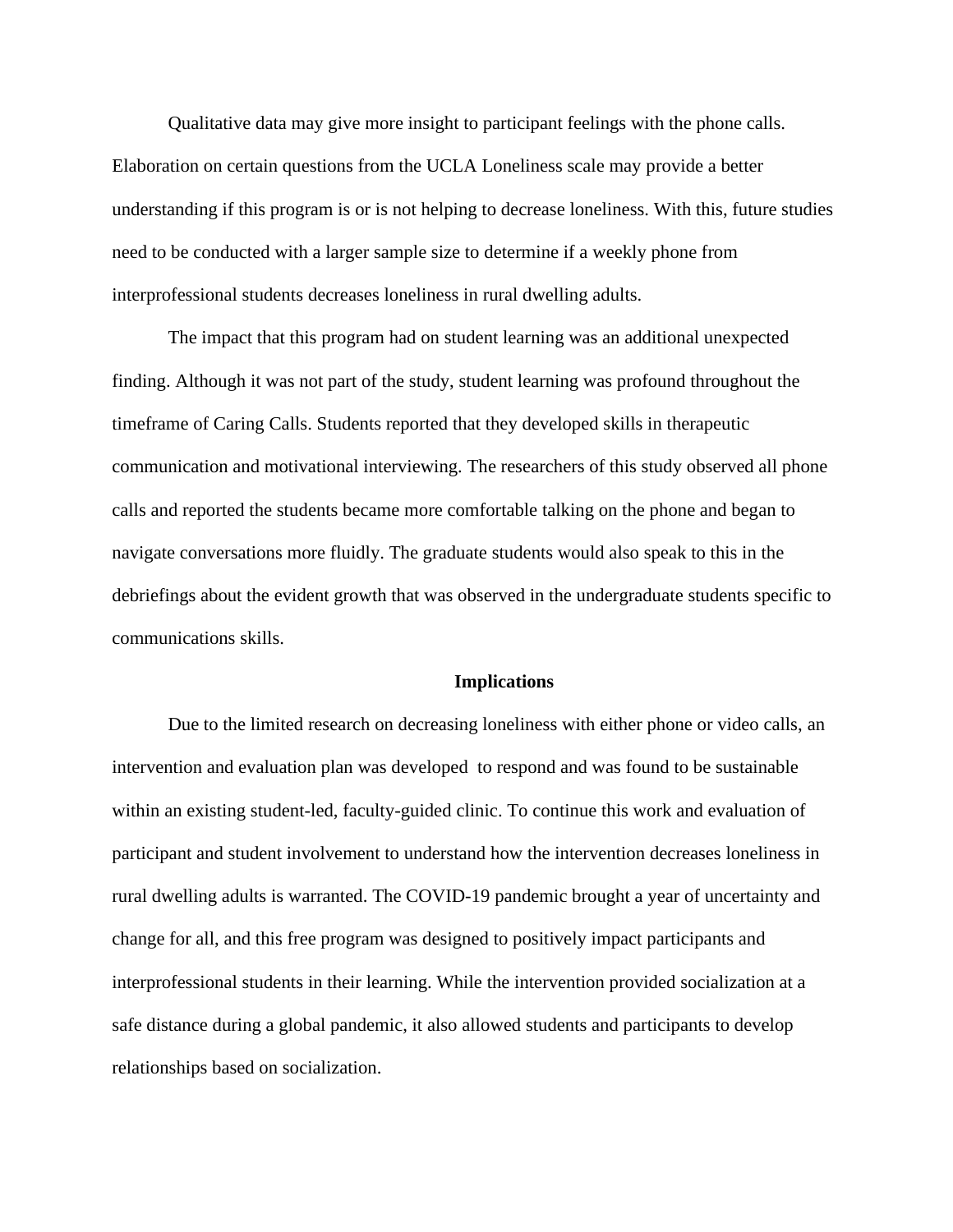Qualitative data may give more insight to participant feelings with the phone calls. Elaboration on certain questions from the UCLA Loneliness scale may provide a better understanding if this program is or is not helping to decrease loneliness. With this, future studies need to be conducted with a larger sample size to determine if a weekly phone from interprofessional students decreases loneliness in rural dwelling adults.

The impact that this program had on student learning was an additional unexpected finding. Although it was not part of the study, student learning was profound throughout the timeframe of Caring Calls. Students reported that they developed skills in therapeutic communication and motivational interviewing. The researchers of this study observed all phone calls and reported the students became more comfortable talking on the phone and began to navigate conversations more fluidly. The graduate students would also speak to this in the debriefings about the evident growth that was observed in the undergraduate students specific to communications skills.

## Implications

Due to the limited research on decreasing loneliness with either phone or video calls, an intervention and evaluation plan was developed  to respond and was found to be sustainable within an existing student-led, faculty-guided clinic. To continue this work and evaluation of participant and student involvement to understand how the intervention decreases loneliness in rural dwelling adults is warranted. The COVID-19 pandemic brought a year of uncertainty and change for all, and this free program was designed to positively impact participants and interprofessional students in their learning. While the intervention provided socialization at a safe distance during a global pandemic, it also allowed students and participants to develop relationships based on socialization.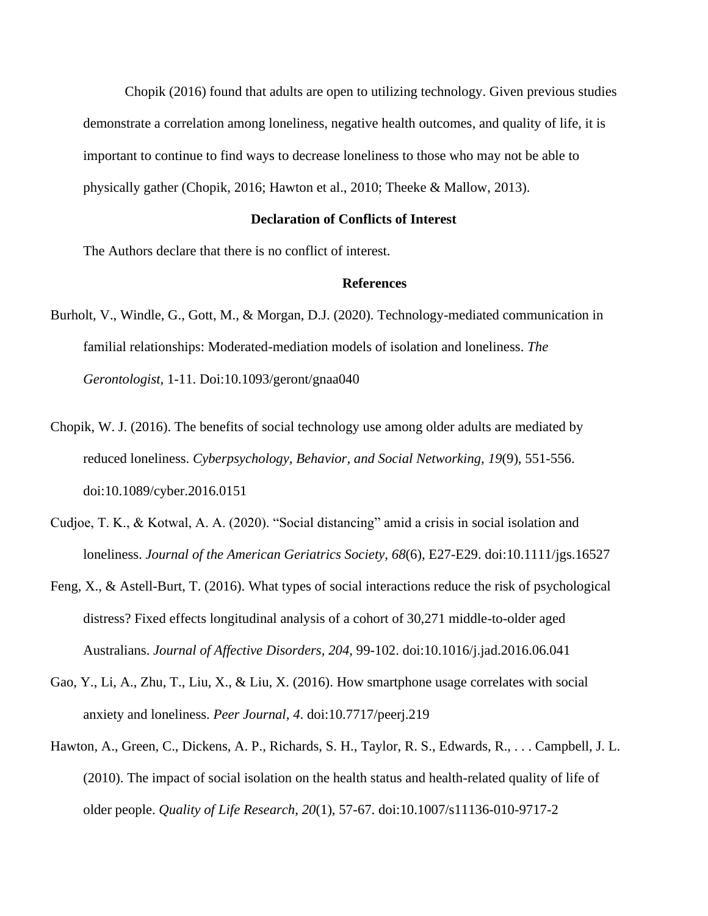Chopik (2016) found that adults are open to utilizing technology. Given previous studies demonstrate a correlation among loneliness, negative health outcomes, and quality of life, it is important to continue to find ways to decrease loneliness to those who may not be able to physically gather (Chopik, 2016; Hawton et al., 2010; Theeke & Mallow, 2013).

## Declaration of Conflicts of Interest

The Authors declare that there is no conflict of interest.

## References

Burholt, V., Windle, G., Gott, M., & Morgan, D.J. (2020). Technology-mediated communication in familial relationships: Moderated-mediation models of isolation and loneliness. *The Gerontologist,* 1-11. Doi:10.1093/geront/gnaa040

Chopik, W. J. (2016). The benefits of social technology use among older adults are mediated by reduced loneliness. *Cyberpsychology, Behavior, and Social Networking, 19*(9), 551-556. doi:10.1089/cyber.2016.0151

Cudjoe, T. K., & Kotwal, A. A. (2020). "Social distancing" amid a crisis in social isolation and loneliness. *Journal of the American Geriatrics Society, 68*(6), E27-E29. doi:10.1111/jgs.16527

Feng, X., & Astell-Burt, T. (2016). What types of social interactions reduce the risk of psychological distress? Fixed effects longitudinal analysis of a cohort of 30,271 middle-to-older aged Australians. *Journal of Affective Disorders, 204,* 99-102. doi:10.1016/j.jad.2016.06.041

Gao, Y., Li, A., Zhu, T., Liu, X., & Liu, X. (2016). How smartphone usage correlates with social anxiety and loneliness. *Peer Journal, 4*. doi:10.7717/peerj.219

Hawton, A., Green, C., Dickens, A. P., Richards, S. H., Taylor, R. S., Edwards, R., . . . Campbell, J. L. (2010). The impact of social isolation on the health status and health-related quality of life of older people. *Quality of Life Research, 20*(1), 57-67. doi:10.1007/s11136-010-9717-2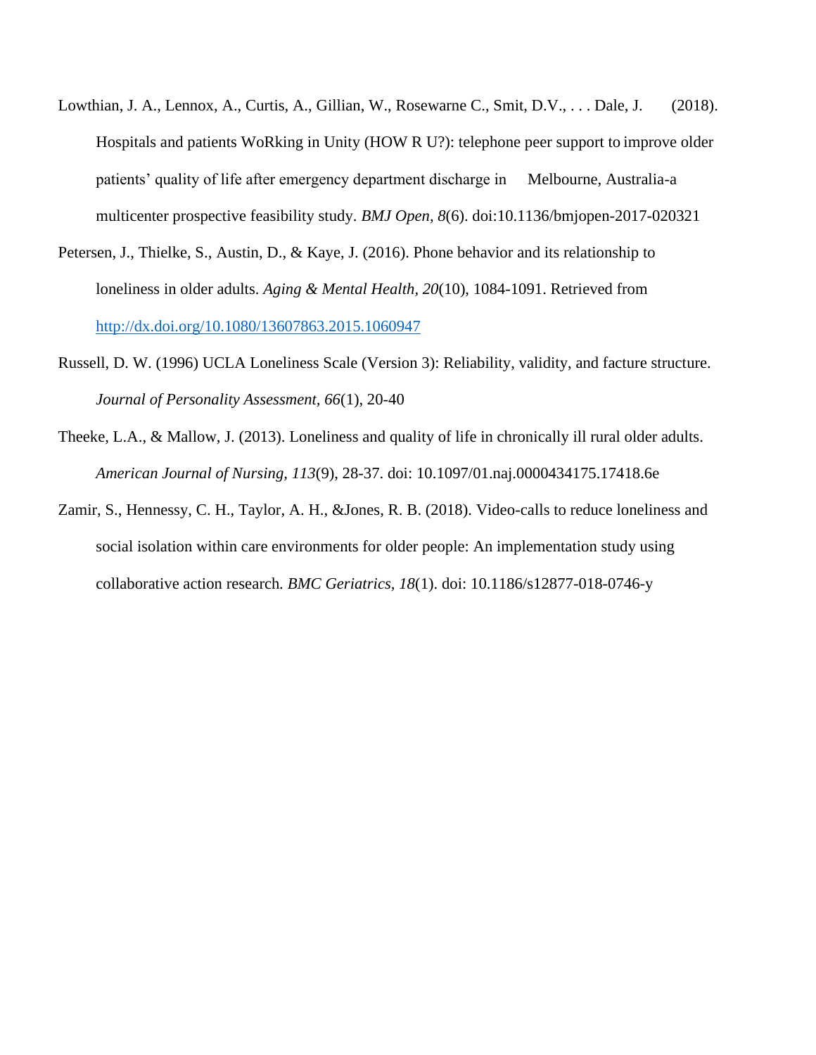Lowthian, J. A., Lennox, A., Curtis, A., Gillian, W., Rosewarne C., Smit, D.V., . . . Dale, J. (2018). Hospitals and patients WoRking in Unity (HOW R U?): telephone peer support to improve older patients' quality of life after emergency department discharge in Melbourne, Australia-a multicenter prospective feasibility study. *BMJ Open*, *8*(6). doi:10.1136/bmjopen-2017-020321

Petersen, J., Thielke, S., Austin, D., & Kaye, J. (2016). Phone behavior and its relationship to loneliness in older adults. *Aging & Mental Health, 20*(10), 1084-1091. Retrieved from http://dx.doi.org/10.1080/13607863.2015.1060947

Russell, D. W. (1996) UCLA Loneliness Scale (Version 3): Reliability, validity, and facture structure. *Journal of Personality Assessment, 66*(1), 20-40

Theeke, L.A., & Mallow, J. (2013). Loneliness and quality of life in chronically ill rural older adults. *American Journal of Nursing, 113*(9), 28-37. doi: 10.1097/01.naj.0000434175.17418.6e

Zamir, S., Hennessy, C. H., Taylor, A. H., &Jones, R. B. (2018). Video-calls to reduce loneliness and social isolation within care environments for older people: An implementation study using collaborative action research. *BMC Geriatrics, 18*(1). doi: 10.1186/s12877-018-0746-y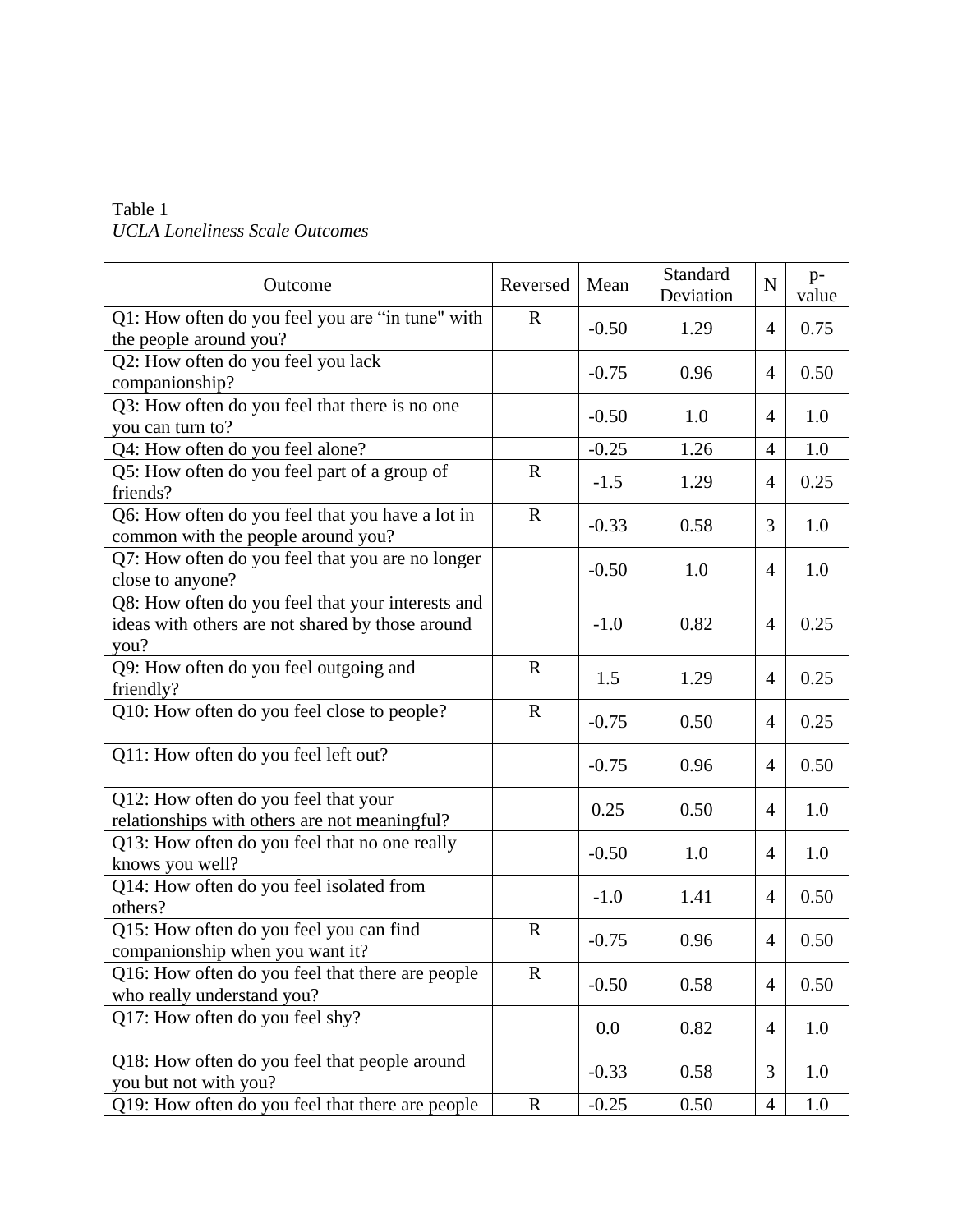Table 1

*UCLA Loneliness Scale Outcomes*

| Outcome | Reversed | Mean | Standard Deviation | N | p-value |
|---|---|---|---|---|---|
| Q1: How often do you feel you are “in tune" with the people around you? | R | -0.50 | 1.29 | 4 | 0.75 |
| Q2: How often do you feel you lack companionship? | | -0.75 | 0.96 | 4 | 0.50 |
| Q3: How often do you feel that there is no one you can turn to? | | -0.50 | 1.0 | 4 | 1.0 |
| Q4: How often do you feel alone? | | -0.25 | 1.26 | 4 | 1.0 |
| Q5: How often do you feel part of a group of friends? | R | -1.5 | 1.29 | 4 | 0.25 |
| Q6: How often do you feel that you have a lot in common with the people around you? | R | -0.33 | 0.58 | 3 | 1.0 |
| Q7: How often do you feel that you are no longer close to anyone? | | -0.50 | 1.0 | 4 | 1.0 |
| Q8: How often do you feel that your interests and ideas with others are not shared by those around you? | | -1.0 | 0.82 | 4 | 0.25 |
| Q9: How often do you feel outgoing and friendly? | R | 1.5 | 1.29 | 4 | 0.25 |
| Q10: How often do you feel close to people? | R | -0.75 | 0.50 | 4 | 0.25 |
| Q11: How often do you feel left out? | | -0.75 | 0.96 | 4 | 0.50 |
| Q12: How often do you feel that your relationships with others are not meaningful? | | 0.25 | 0.50 | 4 | 1.0 |
| Q13: How often do you feel that no one really knows you well? | | -0.50 | 1.0 | 4 | 1.0 |
| Q14: How often do you feel isolated from others? | | -1.0 | 1.41 | 4 | 0.50 |
| Q15: How often do you feel you can find companionship when you want it? | R | -0.75 | 0.96 | 4 | 0.50 |
| Q16: How often do you feel that there are people who really understand you? | R | -0.50 | 0.58 | 4 | 0.50 |
| Q17: How often do you feel shy? | | 0.0 | 0.82 | 4 | 1.0 |
| Q18: How often do you feel that people around you but not with you? | | -0.33 | 0.58 | 3 | 1.0 |
| Q19: How often do you feel that there are people | R | -0.25 | 0.50 | 4 | 1.0 |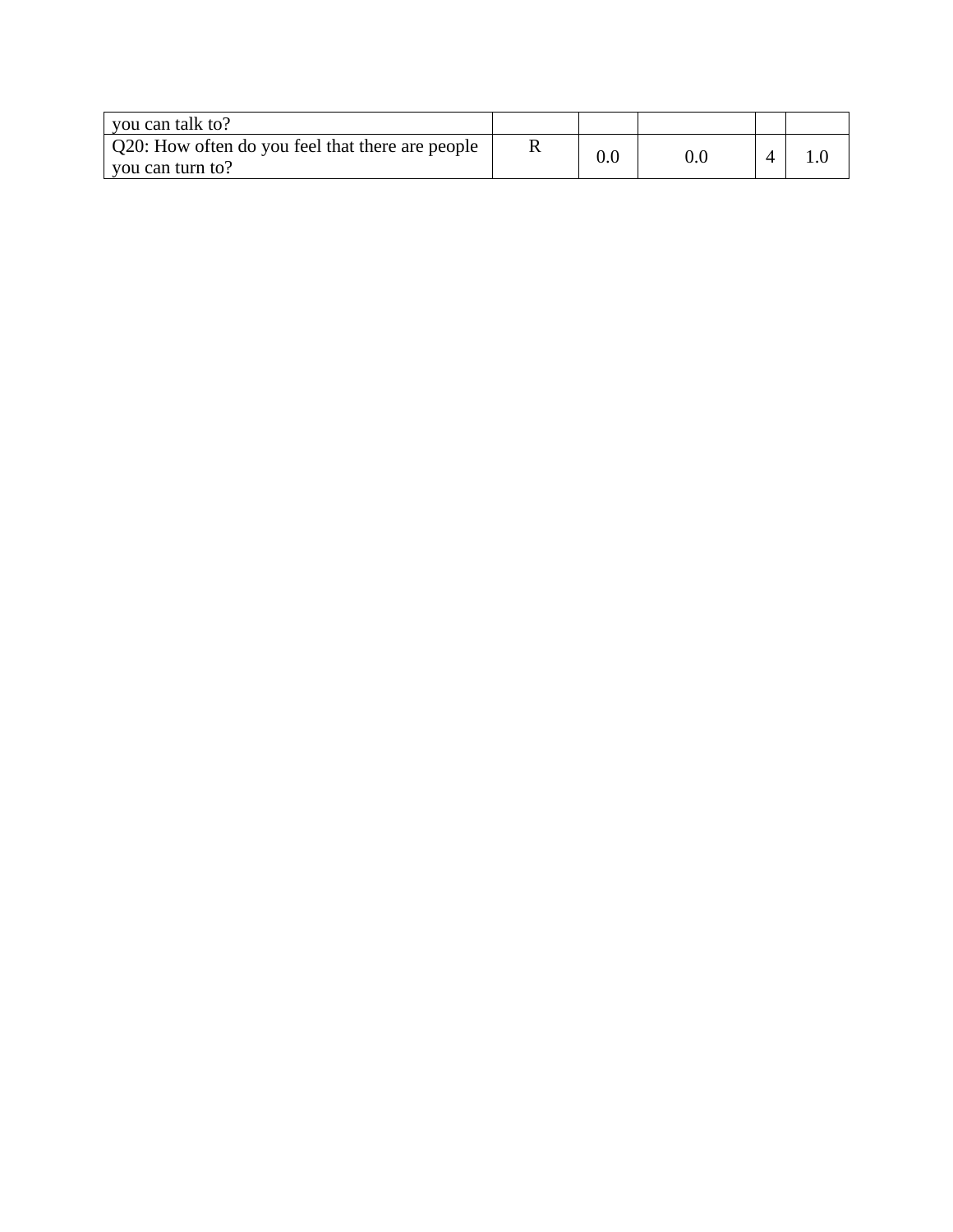| | | | | | |
|---|---|---|---|---|---|
| you can talk to? | | | | | |
| Q20: How often do you feel that there are people you can turn to? | R | 0.0 | 0.0 | 4 | 1.0 |